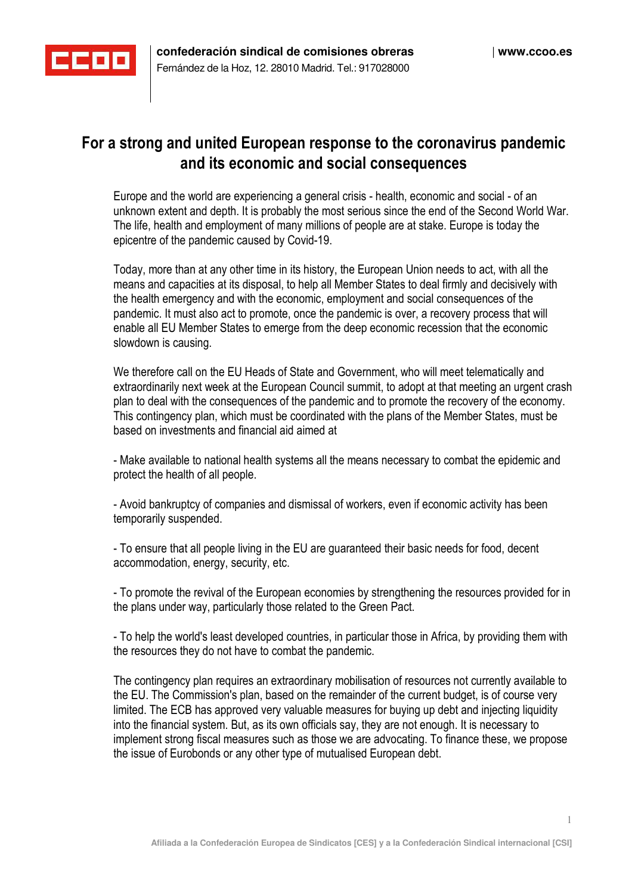# For a strong and united European response to the coronavirus pandemic and its economic and social consequences

Europe and the world are experiencing a general crisis - health, economic and social - of an unknown extent and depth. It is probably the most serious since the end of the Second World War. The life, health and employment of many millions of people are at stake. Europe is today the epicentre of the pandemic caused by Covid-19.

Today, more than at any other time in its history, the European Union needs to act, with all the means and capacities at its disposal, to help all Member States to deal firmly and decisively with the health emergency and with the economic, employment and social consequences of the pandemic. It must also act to promote, once the pandemic is over, a recovery process that will enable all EU Member States to emerge from the deep economic recession that the economic slowdown is causing.

We therefore call on the EU Heads of State and Government, who will meet telematically and extraordinarily next week at the European Council summit, to adopt at that meeting an urgent crash plan to deal with the consequences of the pandemic and to promote the recovery of the economy. This contingency plan, which must be coordinated with the plans of the Member States, must be based on investments and financial aid aimed at

- Make available to national health systems all the means necessary to combat the epidemic and protect the health of all people.

- Avoid bankruptcy of companies and dismissal of workers, even if economic activity has been temporarily suspended.

- To ensure that all people living in the EU are guaranteed their basic needs for food, decent accommodation, energy, security, etc.

- To promote the revival of the European economies by strengthening the resources provided for in the plans under way, particularly those related to the Green Pact.

- To help the world's least developed countries, in particular those in Africa, by providing them with the resources they do not have to combat the pandemic.

The contingency plan requires an extraordinary mobilisation of resources not currently available to the EU. The Commission's plan, based on the remainder of the current budget, is of course very limited. The ECB has approved very valuable measures for buying up debt and injecting liquidity into the financial system. But, as its own officials say, they are not enough. It is necessary to implement strong fiscal measures such as those we are advocating. To finance these, we propose the issue of Eurobonds or any other type of mutualised European debt.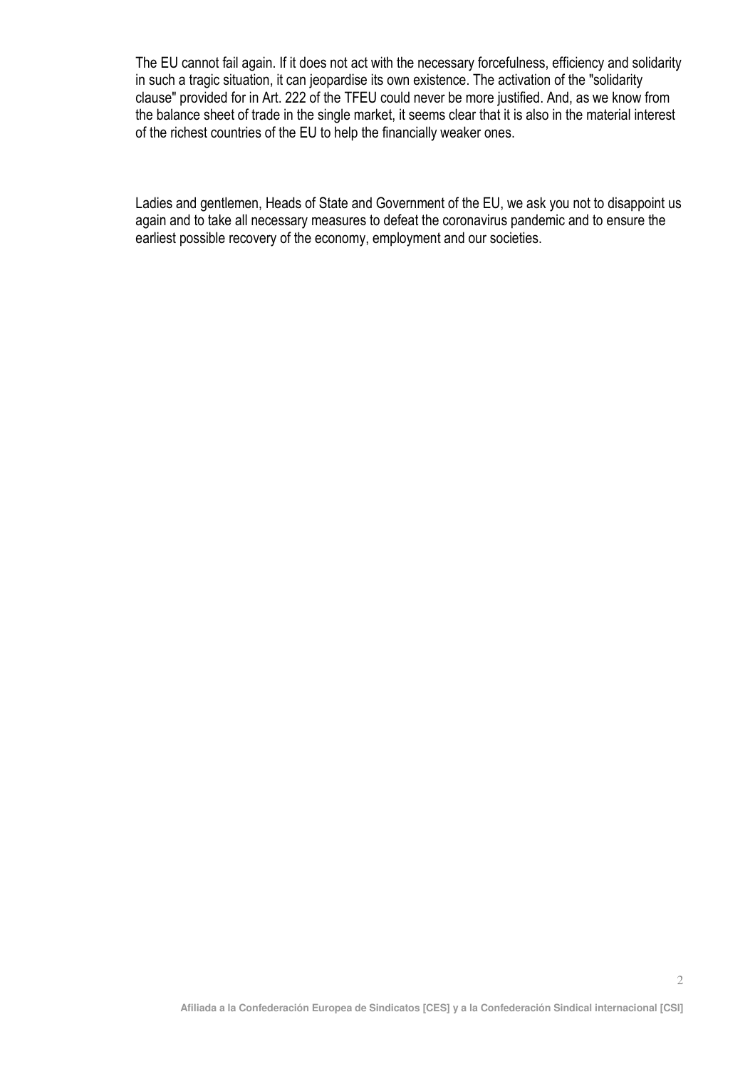The EU cannot fail again. If it does not act with the necessary forcefulness, efficiency and solidarity in such a tragic situation, it can jeopardise its own existence. The activation of the "solidarity clause" provided for in Art. 222 of the TFEU could never be more justified. And, as we know from the balance sheet of trade in the single market, it seems clear that it is also in the material interest of the richest countries of the EU to help the financially weaker ones.

Ladies and gentlemen, Heads of State and Government of the EU, we ask you not to disappoint us again and to take all necessary measures to defeat the coronavirus pandemic and to ensure the earliest possible recovery of the economy, employment and our societies.